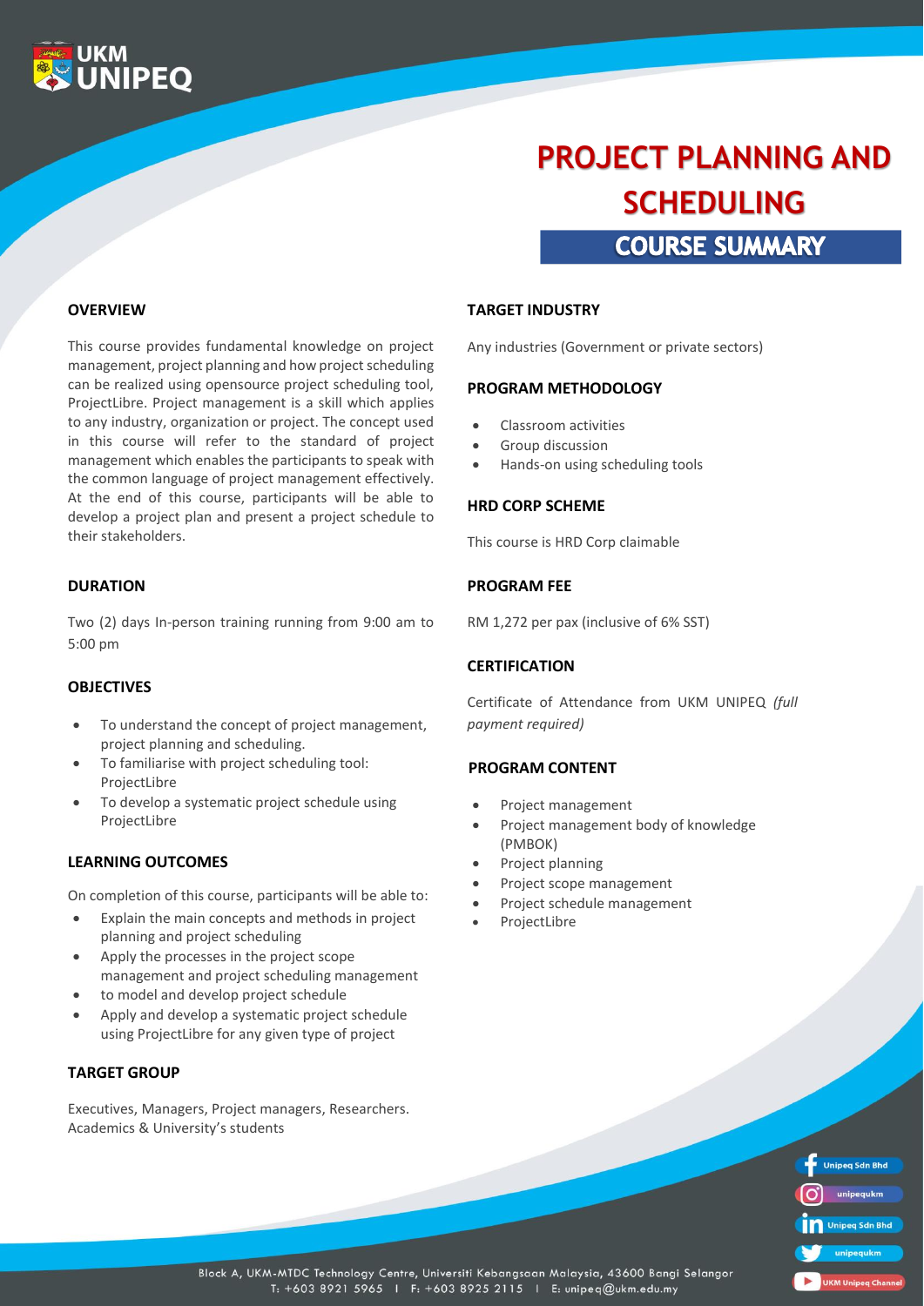UKM UNIPEQ

# PROJECT PLANNING AND SCHEDULING

## COURSE SUMMARY

### OVERVIEW

This course provides fundamental knowledge on project management, project planning and how project scheduling can be realized using opensource project scheduling tool, ProjectLibre. Project management is a skill which applies to any industry, organization or project. The concept used in this course will refer to the standard of project management which enables the participants to speak with the common language of project management effectively. At the end of this course, participants will be able to develop a project plan and present a project schedule to their stakeholders.

### DURATION

Two (2) days In-person training running from 9:00 am to 5:00 pm

### OBJECTIVES

- To understand the concept of project management, project planning and scheduling.
- To familiarise with project scheduling tool: ProjectLibre
- To develop a systematic project schedule using ProjectLibre

### LEARNING OUTCOMES

On completion of this course, participants will be able to:

- Explain the main concepts and methods in project planning and project scheduling
- Apply the processes in the project scope management and project scheduling management
- to model and develop project schedule
- Apply and develop a systematic project schedule using ProjectLibre for any given type of project

### TARGET GROUP

Executives, Managers, Project managers, Researchers. Academics & University's students

### TARGET INDUSTRY

Any industries (Government or private sectors)

### PROGRAM METHODOLOGY

- Classroom activities
- Group discussion
- Hands-on using scheduling tools

### HRD CORP SCHEME

This course is HRD Corp claimable

### PROGRAM FEE

RM 1,272 per pax (inclusive of 6% SST)

### CERTIFICATION

Certificate of Attendance from UKM UNIPEQ *(full payment required)*

### PROGRAM CONTENT

- Project management
- Project management body of knowledge (PMBOK)
- Project planning
- Project scope management
- Project schedule management
- ProjectLibre

Unipeq Sdn Bhd | unipequkm | Unipeq Sdn Bhd | unipequkm | UKM Unipeq Channel

Block A, UKM-MTDC Technology Centre, Universiti Kebangsaan Malaysia, 43600 Bangi Selangor
T: +603 8921 5965 | F: +603 8925 2115 | E: unipeq@ukm.edu.my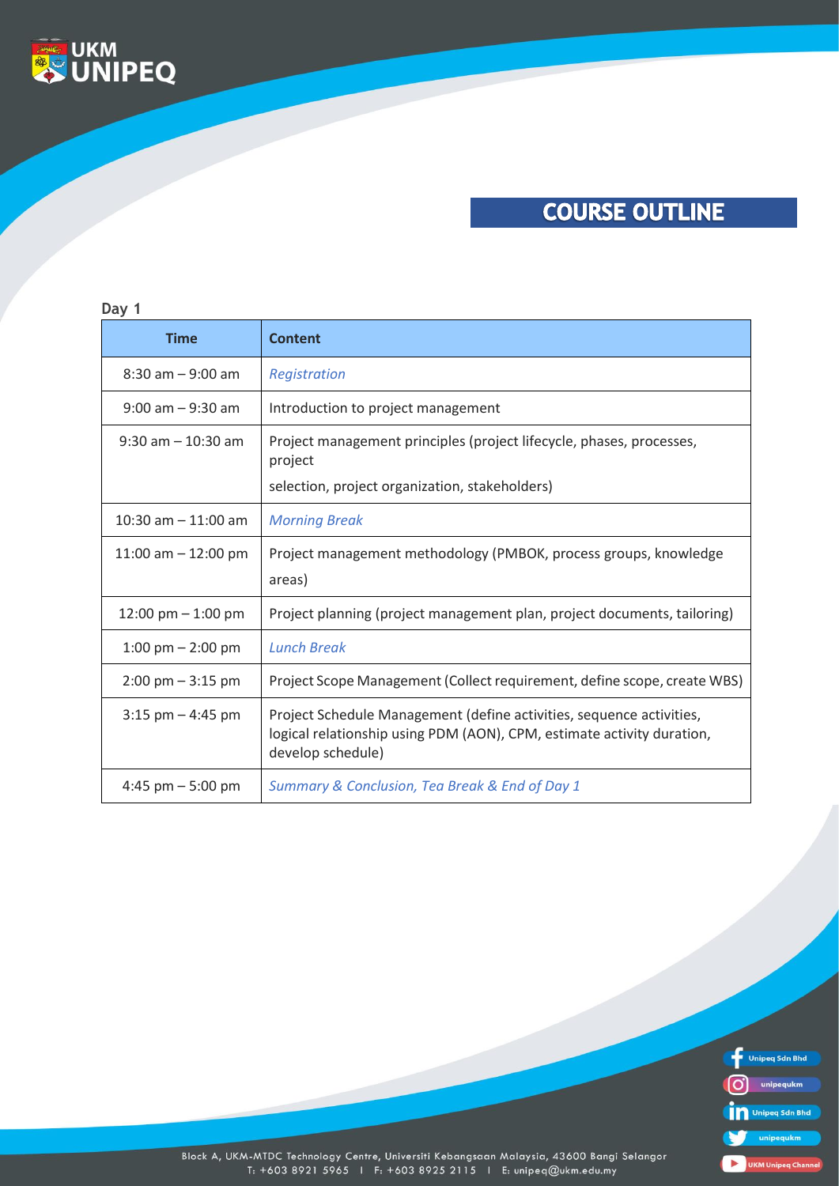# COURSE OUTLINE

**Day 1**

| Time | Content |
|---|---|
| 8:30 am – 9:00 am | *Registration* |
| 9:00 am – 9:30 am | Introduction to project management |
| 9:30 am – 10:30 am | Project management principles (project lifecycle, phases, processes, project selection, project organization, stakeholders) |
| 10:30 am – 11:00 am | *Morning Break* |
| 11:00 am – 12:00 pm | Project management methodology (PMBOK, process groups, knowledge areas) |
| 12:00 pm – 1:00 pm | Project planning (project management plan, project documents, tailoring) |
| 1:00 pm – 2:00 pm | *Lunch Break* |
| 2:00 pm – 3:15 pm | Project Scope Management (Collect requirement, define scope, create WBS) |
| 3:15 pm – 4:45 pm | Project Schedule Management (define activities, sequence activities, logical relationship using PDM (AON), CPM, estimate activity duration, develop schedule) |
| 4:45 pm – 5:00 pm | *Summary & Conclusion, Tea Break & End of Day 1* |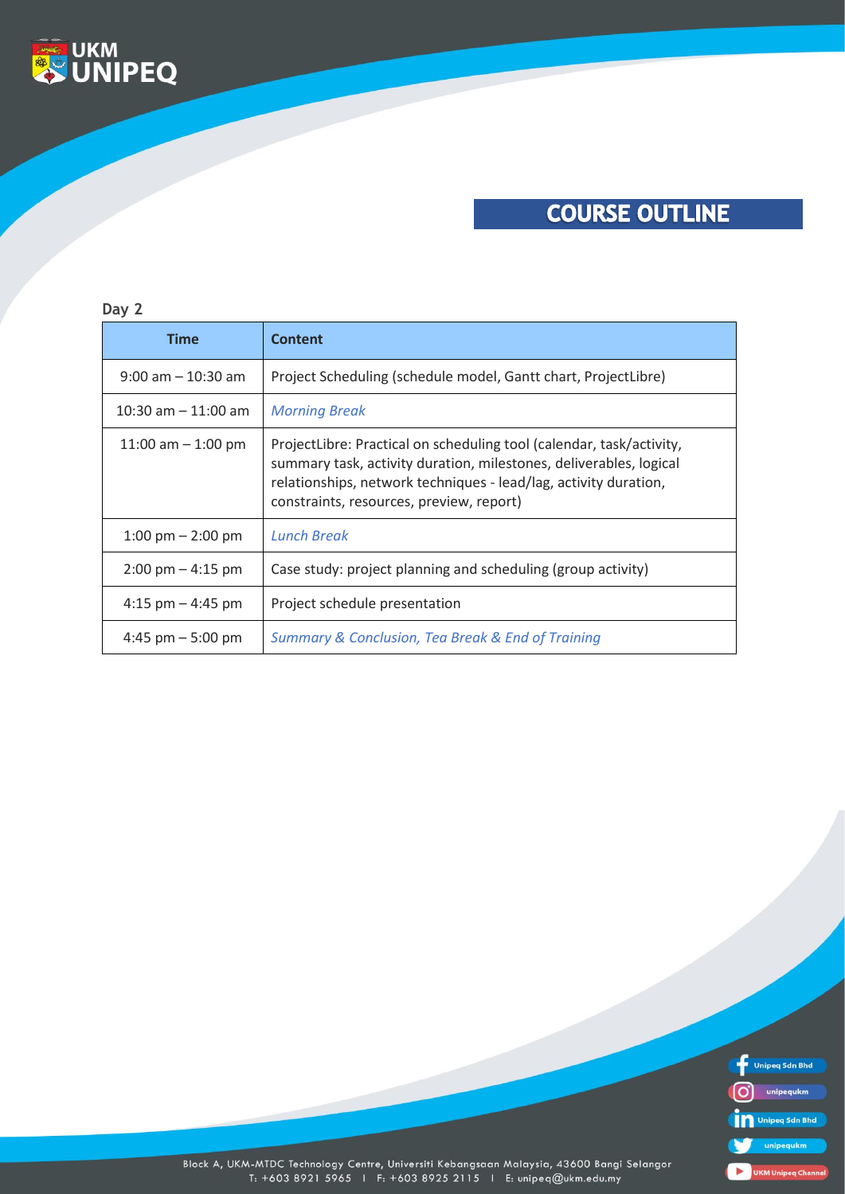# COURSE OUTLINE

**Day 2**

| Time | Content |
|---|---|
| 9:00 am – 10:30 am | Project Scheduling (schedule model, Gantt chart, ProjectLibre) |
| 10:30 am – 11:00 am | *Morning Break* |
| 11:00 am – 1:00 pm | ProjectLibre: Practical on scheduling tool (calendar, task/activity, summary task, activity duration, milestones, deliverables, logical relationships, network techniques - lead/lag, activity duration, constraints, resources, preview, report) |
| 1:00 pm – 2:00 pm | *Lunch Break* |
| 2:00 pm – 4:15 pm | Case study: project planning and scheduling (group activity) |
| 4:15 pm – 4:45 pm | Project schedule presentation |
| 4:45 pm – 5:00 pm | *Summary & Conclusion, Tea Break & End of Training* |